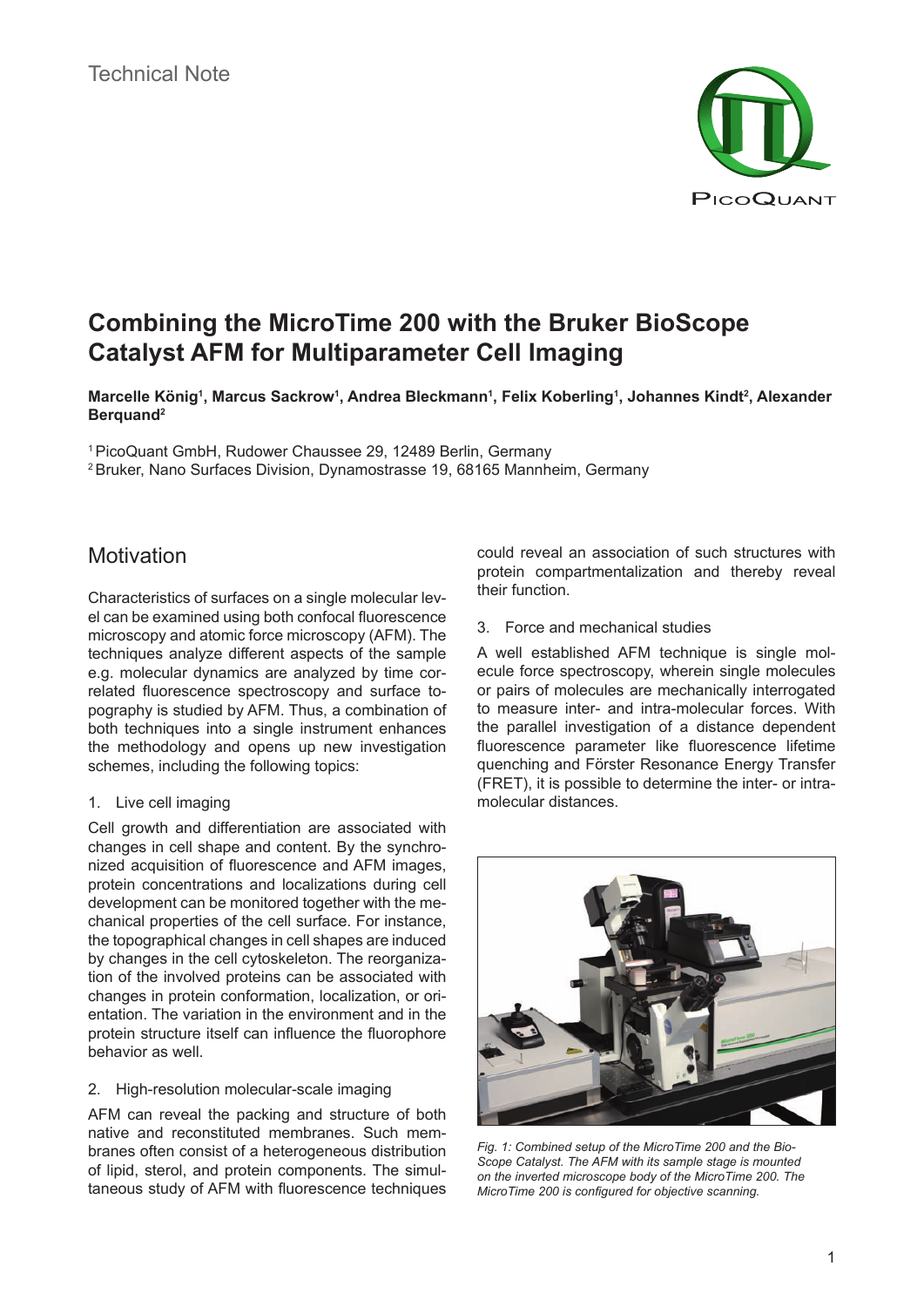Technical Note

# Combining the MicroTime 200 with the Bruker BioScope Catalyst AFM for Multiparameter Cell Imaging

**Marcelle König[1], Marcus Sackrow[1], Andrea Bleckmann[1], Felix Koberling[1], Johannes Kindt[2], Alexander Berquand[2]**

[1] PicoQuant GmbH, Rudower Chaussee 29, 12489 Berlin, Germany
[2] Bruker, Nano Surfaces Division, Dynamostrasse 19, 68165 Mannheim, Germany

## Motivation

Characteristics of surfaces on a single molecular level can be examined using both confocal fluorescence microscopy and atomic force microscopy (AFM). The techniques analyze different aspects of the sample e.g. molecular dynamics are analyzed by time correlated fluorescence spectroscopy and surface topography is studied by AFM. Thus, a combination of both techniques into a single instrument enhances the methodology and opens up new investigation schemes, including the following topics:

1. Live cell imaging

Cell growth and differentiation are associated with changes in cell shape and content. By the synchronized acquisition of fluorescence and AFM images, protein concentrations and localizations during cell development can be monitored together with the mechanical properties of the cell surface. For instance, the topographical changes in cell shapes are induced by changes in the cell cytoskeleton. The reorganization of the involved proteins can be associated with changes in protein conformation, localization, or orientation. The variation in the environment and in the protein structure itself can influence the fluorophore behavior as well.

2. High-resolution molecular-scale imaging

AFM can reveal the packing and structure of both native and reconstituted membranes. Such membranes often consist of a heterogeneous distribution of lipid, sterol, and protein components. The simultaneous study of AFM with fluorescence techniques could reveal an association of such structures with protein compartmentalization and thereby reveal their function.

3. Force and mechanical studies

A well established AFM technique is single molecule force spectroscopy, wherein single molecules or pairs of molecules are mechanically interrogated to measure inter- and intra-molecular forces. With the parallel investigation of a distance dependent fluorescence parameter like fluorescence lifetime quenching and Förster Resonance Energy Transfer (FRET), it is possible to determine the inter- or intramolecular distances.

*Fig. 1: Combined setup of the MicroTime 200 and the BioScope Catalyst. The AFM with its sample stage is mounted on the inverted microscope body of the MicroTime 200. The MicroTime 200 is configured for objective scanning.*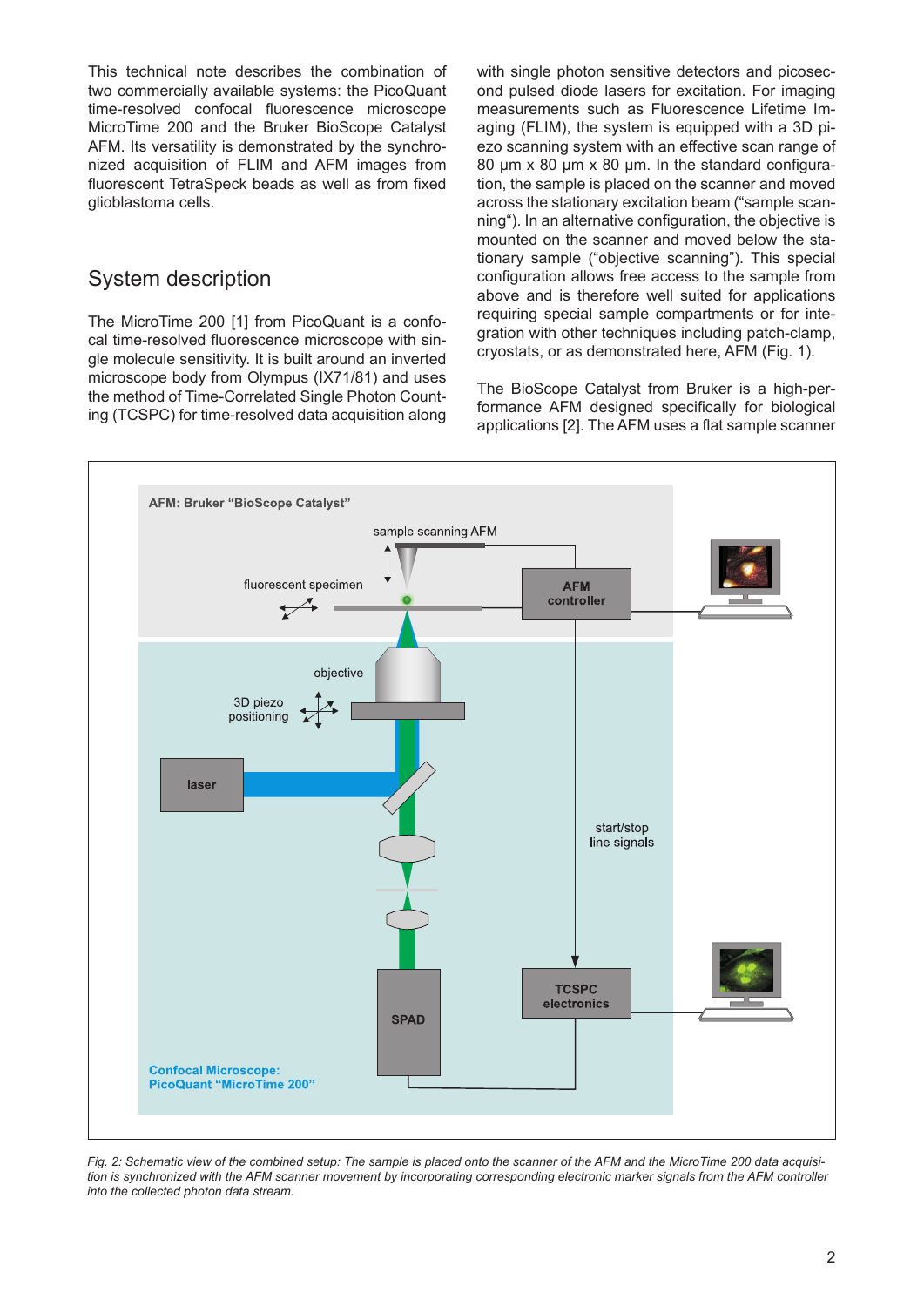This technical note describes the combination of two commercially available systems: the PicoQuant time-resolved confocal fluorescence microscope MicroTime 200 and the Bruker BioScope Catalyst AFM. Its versatility is demonstrated by the synchronized acquisition of FLIM and AFM images from fluorescent TetraSpeck beads as well as from fixed glioblastoma cells.

## System description

The MicroTime 200 [1] from PicoQuant is a confocal time-resolved fluorescence microscope with single molecule sensitivity. It is built around an inverted microscope body from Olympus (IX71/81) and uses the method of Time-Correlated Single Photon Counting (TCSPC) for time-resolved data acquisition along with single photon sensitive detectors and picosecond pulsed diode lasers for excitation. For imaging measurements such as Fluorescence Lifetime Imaging (FLIM), the system is equipped with a 3D piezo scanning system with an effective scan range of 80 µm x 80 µm x 80 µm. In the standard configuration, the sample is placed on the scanner and moved across the stationary excitation beam ("sample scanning"). In an alternative configuration, the objective is mounted on the scanner and moved below the stationary sample ("objective scanning"). This special configuration allows free access to the sample from above and is therefore well suited for applications requiring special sample compartments or for integration with other techniques including patch-clamp, cryostats, or as demonstrated here, AFM (Fig. 1).

The BioScope Catalyst from Bruker is a high-performance AFM designed specifically for biological applications [2]. The AFM uses a flat sample scanner

*Fig. 2: Schematic view of the combined setup: The sample is placed onto the scanner of the AFM and the MicroTime 200 data acquisition is synchronized with the AFM scanner movement by incorporating corresponding electronic marker signals from the AFM controller into the collected photon data stream.*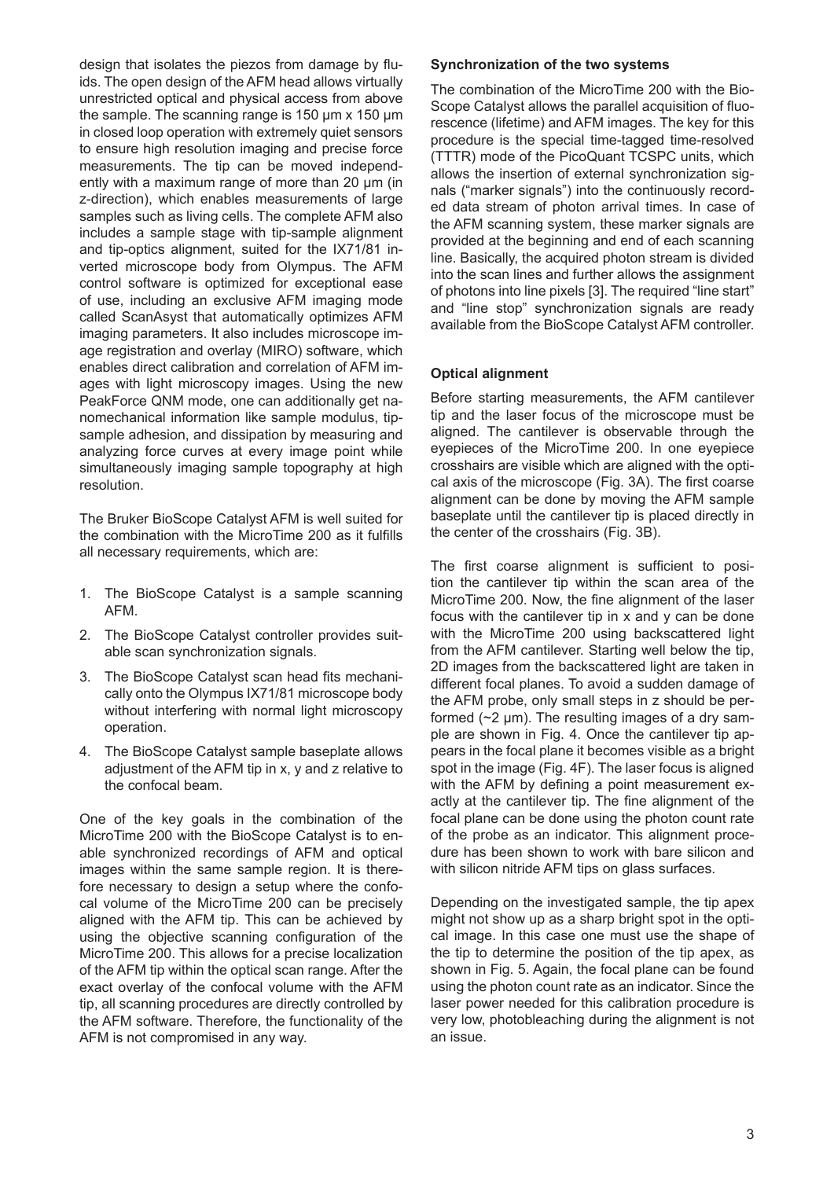design that isolates the piezos from damage by fluids. The open design of the AFM head allows virtually unrestricted optical and physical access from above the sample. The scanning range is 150 µm x 150 µm in closed loop operation with extremely quiet sensors to ensure high resolution imaging and precise force measurements. The tip can be moved independently with a maximum range of more than 20 µm (in z-direction), which enables measurements of large samples such as living cells. The complete AFM also includes a sample stage with tip-sample alignment and tip-optics alignment, suited for the IX71/81 inverted microscope body from Olympus. The AFM control software is optimized for exceptional ease of use, including an exclusive AFM imaging mode called ScanAsyst that automatically optimizes AFM imaging parameters. It also includes microscope image registration and overlay (MIRO) software, which enables direct calibration and correlation of AFM images with light microscopy images. Using the new PeakForce QNM mode, one can additionally get nanomechanical information like sample modulus, tip-sample adhesion, and dissipation by measuring and analyzing force curves at every image point while simultaneously imaging sample topography at high resolution.

The Bruker BioScope Catalyst AFM is well suited for the combination with the MicroTime 200 as it fulfills all necessary requirements, which are:

1. The BioScope Catalyst is a sample scanning AFM.
2. The BioScope Catalyst controller provides suitable scan synchronization signals.
3. The BioScope Catalyst scan head fits mechanically onto the Olympus IX71/81 microscope body without interfering with normal light microscopy operation.
4. The BioScope Catalyst sample baseplate allows adjustment of the AFM tip in x, y and z relative to the confocal beam.

One of the key goals in the combination of the MicroTime 200 with the BioScope Catalyst is to enable synchronized recordings of AFM and optical images within the same sample region. It is therefore necessary to design a setup where the confocal volume of the MicroTime 200 can be precisely aligned with the AFM tip. This can be achieved by using the objective scanning configuration of the MicroTime 200. This allows for a precise localization of the AFM tip within the optical scan range. After the exact overlay of the confocal volume with the AFM tip, all scanning procedures are directly controlled by the AFM software. Therefore, the functionality of the AFM is not compromised in any way.

**Synchronization of the two systems**

The combination of the MicroTime 200 with the BioScope Catalyst allows the parallel acquisition of fluorescence (lifetime) and AFM images. The key for this procedure is the special time-tagged time-resolved (TTTR) mode of the PicoQuant TCSPC units, which allows the insertion of external synchronization signals ("marker signals") into the continuously recorded data stream of photon arrival times. In case of the AFM scanning system, these marker signals are provided at the beginning and end of each scanning line. Basically, the acquired photon stream is divided into the scan lines and further allows the assignment of photons into line pixels [3]. The required "line start" and "line stop" synchronization signals are ready available from the BioScope Catalyst AFM controller.

**Optical alignment**

Before starting measurements, the AFM cantilever tip and the laser focus of the microscope must be aligned. The cantilever is observable through the eyepieces of the MicroTime 200. In one eyepiece crosshairs are visible which are aligned with the optical axis of the microscope (Fig. 3A). The first coarse alignment can be done by moving the AFM sample baseplate until the cantilever tip is placed directly in the center of the crosshairs (Fig. 3B).

The first coarse alignment is sufficient to position the cantilever tip within the scan area of the MicroTime 200. Now, the fine alignment of the laser focus with the cantilever tip in x and y can be done with the MicroTime 200 using backscattered light from the AFM cantilever. Starting well below the tip, 2D images from the backscattered light are taken in different focal planes. To avoid a sudden damage of the AFM probe, only small steps in z should be performed (~2 µm). The resulting images of a dry sample are shown in Fig. 4. Once the cantilever tip appears in the focal plane it becomes visible as a bright spot in the image (Fig. 4F). The laser focus is aligned with the AFM by defining a point measurement exactly at the cantilever tip. The fine alignment of the focal plane can be done using the photon count rate of the probe as an indicator. This alignment procedure has been shown to work with bare silicon and with silicon nitride AFM tips on glass surfaces.

Depending on the investigated sample, the tip apex might not show up as a sharp bright spot in the optical image. In this case one must use the shape of the tip to determine the position of the tip apex, as shown in Fig. 5. Again, the focal plane can be found using the photon count rate as an indicator. Since the laser power needed for this calibration procedure is very low, photobleaching during the alignment is not an issue.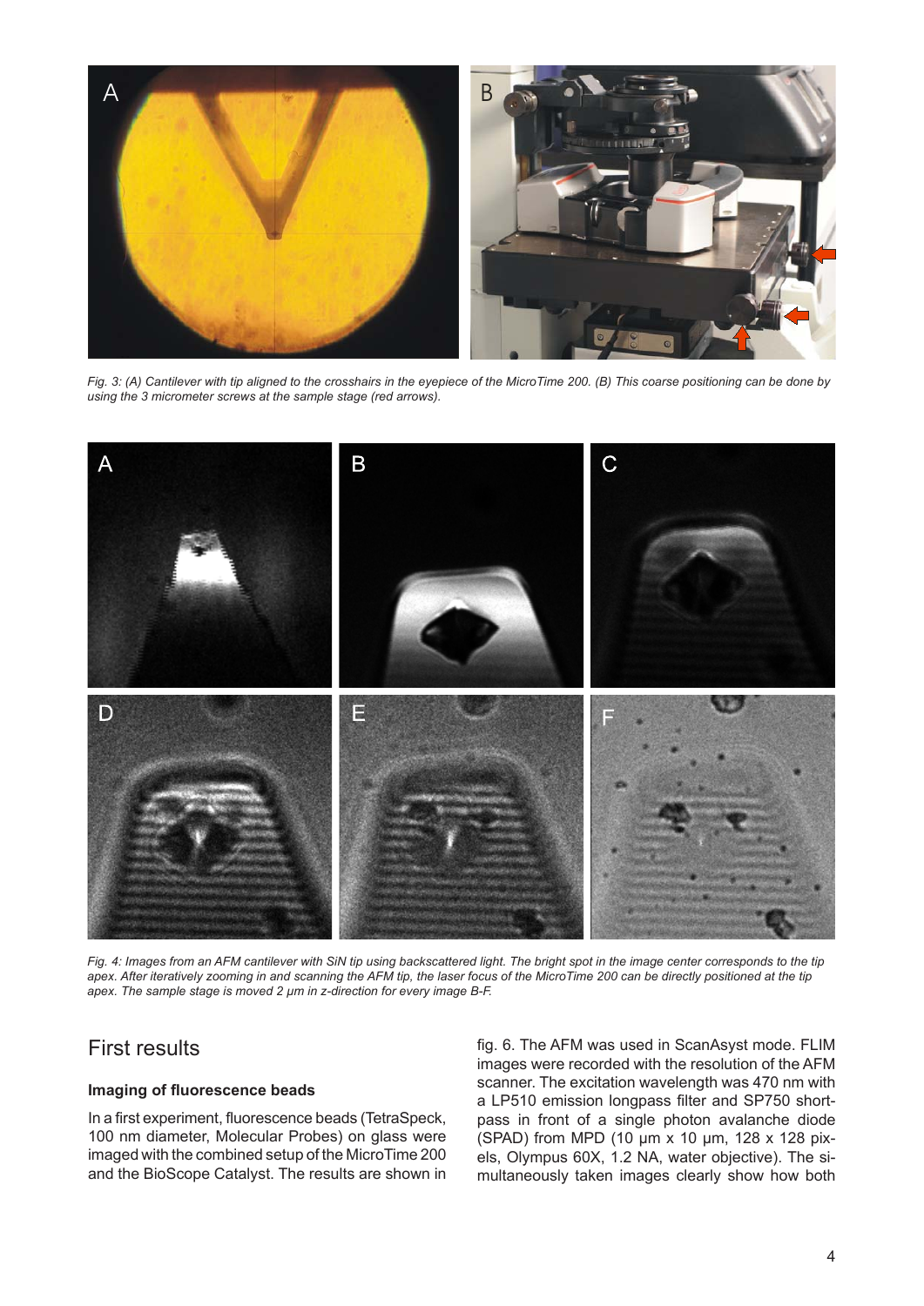Fig. 3: (A) Cantilever with tip aligned to the crosshairs in the eyepiece of the MicroTime 200. (B) This coarse positioning can be done by using the 3 micrometer screws at the sample stage (red arrows).

Fig. 4: Images from an AFM cantilever with SiN tip using backscattered light. The bright spot in the image center corresponds to the tip apex. After iteratively zooming in and scanning the AFM tip, the laser focus of the MicroTime 200 can be directly positioned at the tip apex. The sample stage is moved 2 µm in z-direction for every image B-F.

## First results

### Imaging of fluorescence beads

In a first experiment, fluorescence beads (TetraSpeck, 100 nm diameter, Molecular Probes) on glass were imaged with the combined setup of the MicroTime 200 and the BioScope Catalyst. The results are shown in fig. 6. The AFM was used in ScanAsyst mode. FLIM images were recorded with the resolution of the AFM scanner. The excitation wavelength was 470 nm with a LP510 emission longpass filter and SP750 short-pass in front of a single photon avalanche diode (SPAD) from MPD (10 µm x 10 µm, 128 x 128 pixels, Olympus 60X, 1.2 NA, water objective). The simultaneously taken images clearly show how both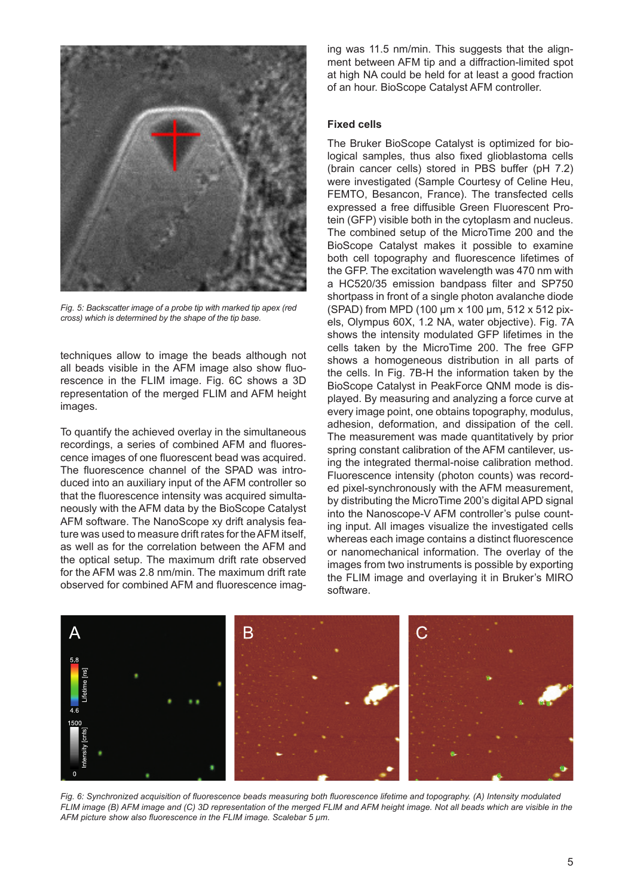Fig. 5: Backscatter image of a probe tip with marked tip apex (red cross) which is determined by the shape of the tip base.

techniques allow to image the beads although not all beads visible in the AFM image also show fluorescence in the FLIM image. Fig. 6C shows a 3D representation of the merged FLIM and AFM height images.

To quantify the achieved overlay in the simultaneous recordings, a series of combined AFM and fluorescence images of one fluorescent bead was acquired. The fluorescence channel of the SPAD was introduced into an auxiliary input of the AFM controller so that the fluorescence intensity was acquired simultaneously with the AFM data by the BioScope Catalyst AFM software. The NanoScope xy drift analysis feature was used to measure drift rates for the AFM itself, as well as for the correlation between the AFM and the optical setup. The maximum drift rate observed for the AFM was 2.8 nm/min. The maximum drift rate observed for combined AFM and fluorescence imaging was 11.5 nm/min. This suggests that the alignment between AFM tip and a diffraction-limited spot at high NA could be held for at least a good fraction of an hour. BioScope Catalyst AFM controller.

**Fixed cells**

The Bruker BioScope Catalyst is optimized for biological samples, thus also fixed glioblastoma cells (brain cancer cells) stored in PBS buffer (pH 7.2) were investigated (Sample Courtesy of Celine Heu, FEMTO, Besancon, France). The transfected cells expressed a free diffusible Green Fluorescent Protein (GFP) visible both in the cytoplasm and nucleus. The combined setup of the MicroTime 200 and the BioScope Catalyst makes it possible to examine both cell topography and fluorescence lifetimes of the GFP. The excitation wavelength was 470 nm with a HC520/35 emission bandpass filter and SP750 shortpass in front of a single photon avalanche diode (SPAD) from MPD (100 µm x 100 µm, 512 x 512 pixels, Olympus 60X, 1.2 NA, water objective). Fig. 7A shows the intensity modulated GFP lifetimes in the cells taken by the MicroTime 200. The free GFP shows a homogeneous distribution in all parts of the cells. In Fig. 7B-H the information taken by the BioScope Catalyst in PeakForce QNM mode is displayed. By measuring and analyzing a force curve at every image point, one obtains topography, modulus, adhesion, deformation, and dissipation of the cell. The measurement was made quantitatively by prior spring constant calibration of the AFM cantilever, using the integrated thermal-noise calibration method. Fluorescence intensity (photon counts) was recorded pixel-synchronously with the AFM measurement, by distributing the MicroTime 200's digital APD signal into the Nanoscope-V AFM controller's pulse counting input. All images visualize the investigated cells whereas each image contains a distinct fluorescence or nanomechanical information. The overlay of the images from two instruments is possible by exporting the FLIM image and overlaying it in Bruker's MIRO software.

Fig. 6: Synchronized acquisition of fluorescence beads measuring both fluorescence lifetime and topography. (A) Intensity modulated FLIM image (B) AFM image and (C) 3D representation of the merged FLIM and AFM height image. Not all beads which are visible in the AFM picture show also fluorescence in the FLIM image. Scalebar 5 µm.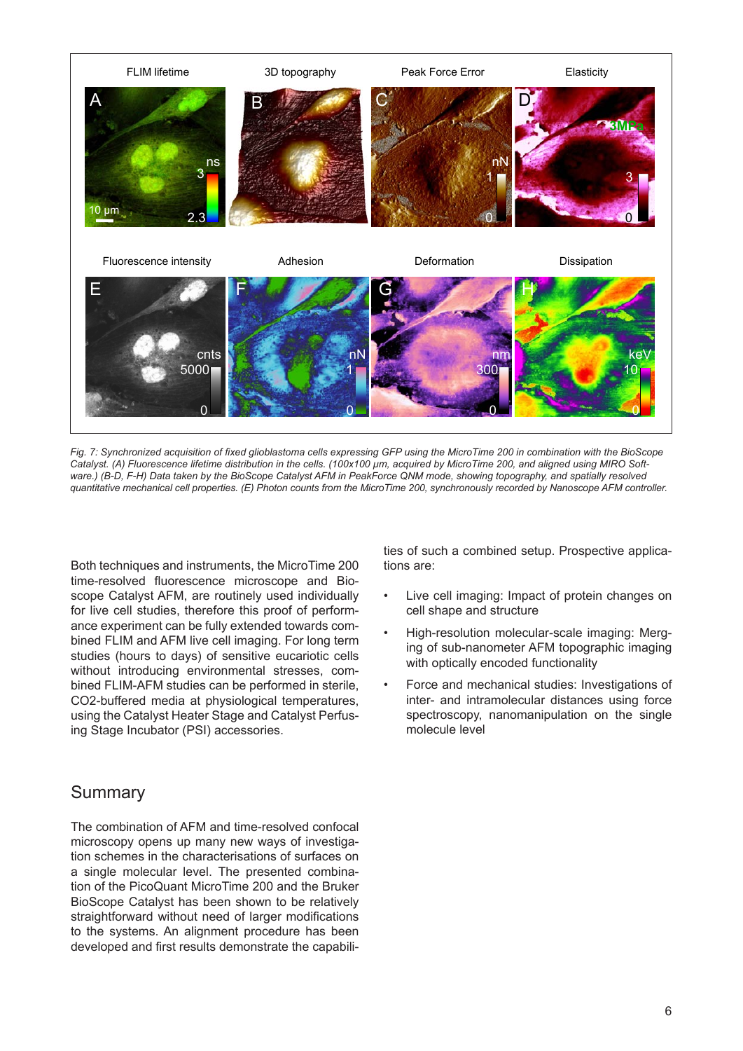*Fig. 7: Synchronized acquisition of fixed glioblastoma cells expressing GFP using the MicroTime 200 in combination with the BioScope Catalyst. (A) Fluorescence lifetime distribution in the cells. (100x100 µm, acquired by MicroTime 200, and aligned using MIRO Software.) (B-D, F-H) Data taken by the BioScope Catalyst AFM in PeakForce QNM mode, showing topography, and spatially resolved quantitative mechanical cell properties. (E) Photon counts from the MicroTime 200, synchronously recorded by Nanoscope AFM controller.*

Both techniques and instruments, the MicroTime 200 time-resolved fluorescence microscope and Bioscope Catalyst AFM, are routinely used individually for live cell studies, therefore this proof of performance experiment can be fully extended towards combined FLIM and AFM live cell imaging. For long term studies (hours to days) of sensitive eucariotic cells without introducing environmental stresses, combined FLIM-AFM studies can be performed in sterile, $CO_2$-buffered media at physiological temperatures, using the Catalyst Heater Stage and Catalyst Perfusing Stage Incubator (PSI) accessories.

## Summary

The combination of AFM and time-resolved confocal microscopy opens up many new ways of investigation schemes in the characterisations of surfaces on a single molecular level. The presented combination of the PicoQuant MicroTime 200 and the Bruker BioScope Catalyst has been shown to be relatively straightforward without need of larger modifications to the systems. An alignment procedure has been developed and first results demonstrate the capabilities of such a combined setup. Prospective applications are:

- Live cell imaging: Impact of protein changes on cell shape and structure
- High-resolution molecular-scale imaging: Merging of sub-nanometer AFM topographic imaging with optically encoded functionality
- Force and mechanical studies: Investigations of inter- and intramolecular distances using force spectroscopy, nanomanipulation on the single molecule level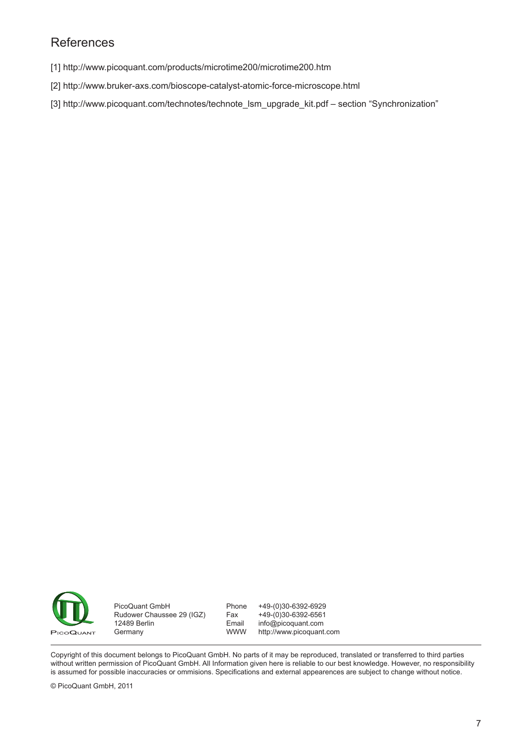## References

[1] http://www.picoquant.com/products/microtime200/microtime200.htm

[2] http://www.bruker-axs.com/bioscope-catalyst-atomic-force-microscope.html

[3] http://www.picoquant.com/technotes/technote_lsm_upgrade_kit.pdf – section "Synchronization"

PicoQuant GmbH
Rudower Chaussee 29 (IGZ)
12489 Berlin
Germany

Phone +49-(0)30-6392-6929
Fax +49-(0)30-6392-6561
Email info@picoquant.com
WWW http://www.picoquant.com

Copyright of this document belongs to PicoQuant GmbH. No parts of it may be reproduced, translated or transferred to third parties without written permission of PicoQuant GmbH. All Information given here is reliable to our best knowledge. However, no responsibility is assumed for possible inaccuracies or ommisions. Specifications and external appearences are subject to change without notice.

© PicoQuant GmbH, 2011